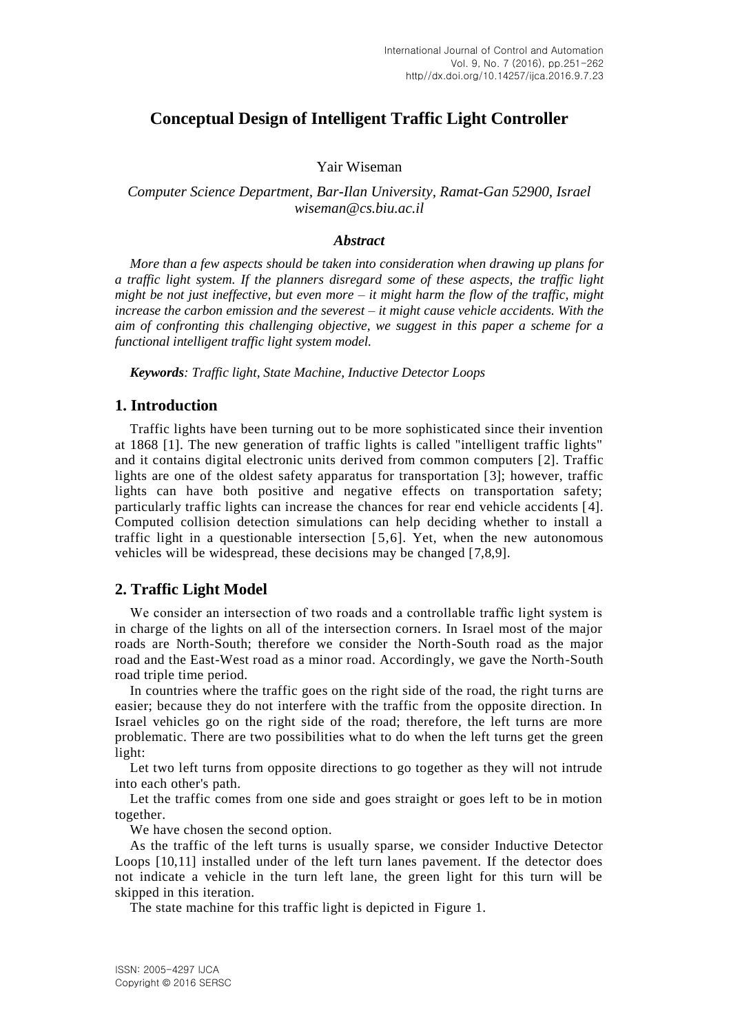# Conceptual Design of Intelligent Traffic Light Controller

Yair Wiseman

*Computer Science Department, Bar-Ilan University, Ramat-Gan 52900, Israel*
*wiseman@cs.biu.ac.il*

### *Abstract*

*More than a few aspects should be taken into consideration when drawing up plans for a traffic light system. If the planners disregard some of these aspects, the traffic light might be not just ineffective, but even more – it might harm the flow of the traffic, might increase the carbon emission and the severest – it might cause vehicle accidents. With the aim of confronting this challenging objective, we suggest in this paper a scheme for a functional intelligent traffic light system model.*

***Keywords****: Traffic light, State Machine, Inductive Detector Loops*

## 1. Introduction

Traffic lights have been turning out to be more sophisticated since their invention at 1868 [1]. The new generation of traffic lights is called "intelligent traffic lights" and it contains digital electronic units derived from common computers [2]. Traffic lights are one of the oldest safety apparatus for transportation [3]; however, traffic lights can have both positive and negative effects on transportation safety; particularly traffic lights can increase the chances for rear end vehicle accidents [4]. Computed collision detection simulations can help deciding whether to install a traffic light in a questionable intersection [5,6]. Yet, when the new autonomous vehicles will be widespread, these decisions may be changed [7,8,9].

## 2. Traffic Light Model

We consider an intersection of two roads and a controllable traffic light system is in charge of the lights on all of the intersection corners. In Israel most of the major roads are North-South; therefore we consider the North-South road as the major road and the East-West road as a minor road. Accordingly, we gave the North-South road triple time period.

In countries where the traffic goes on the right side of the road, the right turns are easier; because they do not interfere with the traffic from the opposite direction. In Israel vehicles go on the right side of the road; therefore, the left turns are more problematic. There are two possibilities what to do when the left turns get the green light:

Let two left turns from opposite directions to go together as they will not intrude into each other's path.

Let the traffic comes from one side and goes straight or goes left to be in motion together.

We have chosen the second option.

As the traffic of the left turns is usually sparse, we consider Inductive Detector Loops [10,11] installed under of the left turn lanes pavement. If the detector does not indicate a vehicle in the turn left lane, the green light for this turn will be skipped in this iteration.

The state machine for this traffic light is depicted in Figure 1.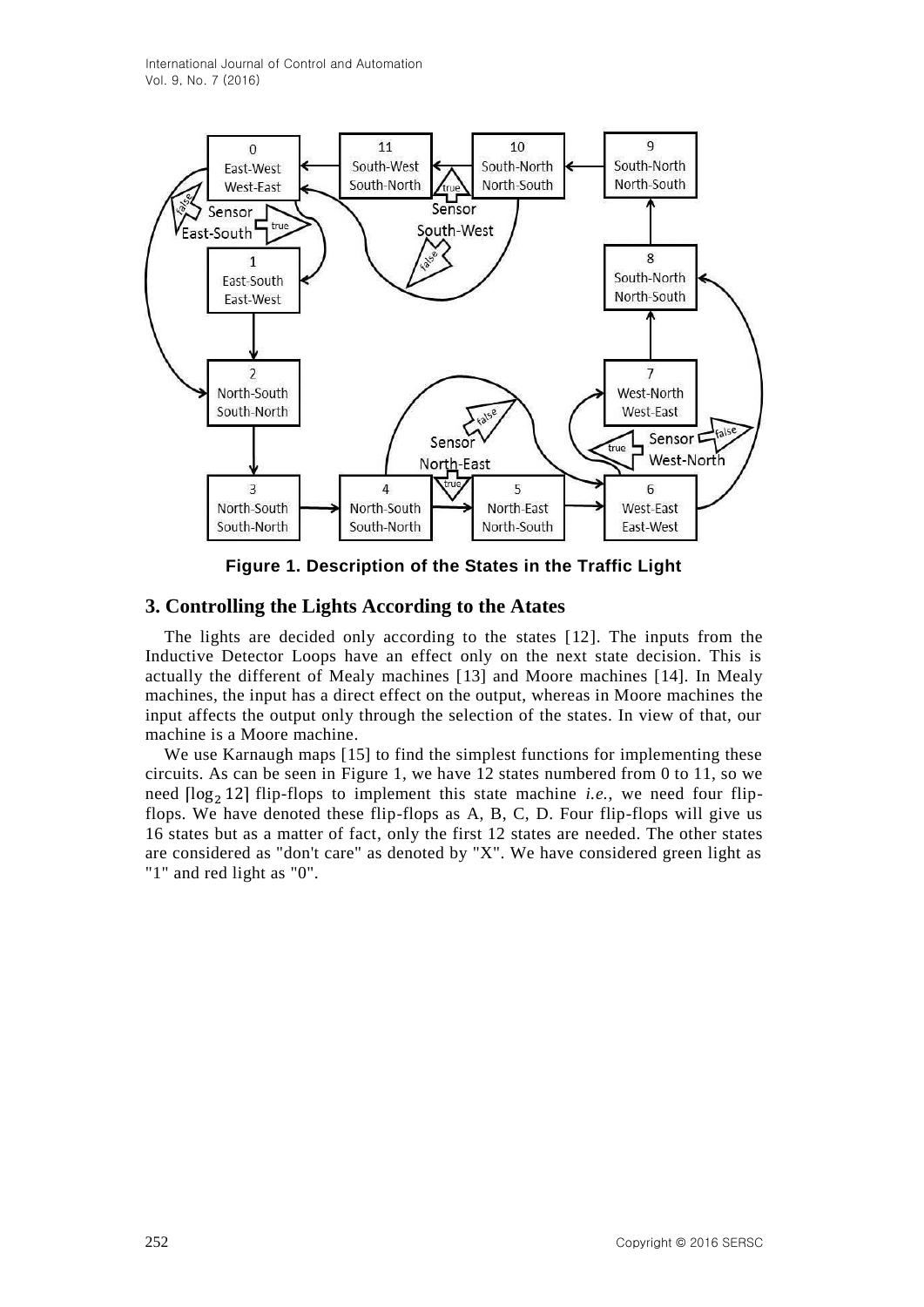**Figure 1. Description of the States in the Traffic Light**

## 3. Controlling the Lights According to the Atates

The lights are decided only according to the states [12]. The inputs from the Inductive Detector Loops have an effect only on the next state decision. This is actually the different of Mealy machines [13] and Moore machines [14]. In Mealy machines, the input has a direct effect on the output, whereas in Moore machines the input affects the output only through the selection of the states. In view of that, our machine is a Moore machine.

We use Karnaugh maps [15] to find the simplest functions for implementing these circuits. As can be seen in Figure 1, we have 12 states numbered from 0 to 11, so we need $\lceil \log_2 12 \rceil$ flip-flops to implement this state machine *i.e.*, we need four flip-flops. We have denoted these flip-flops as A, B, C, D. Four flip-flops will give us 16 states but as a matter of fact, only the first 12 states are needed. The other states are considered as "don't care" as denoted by "X". We have considered green light as "1" and red light as "0".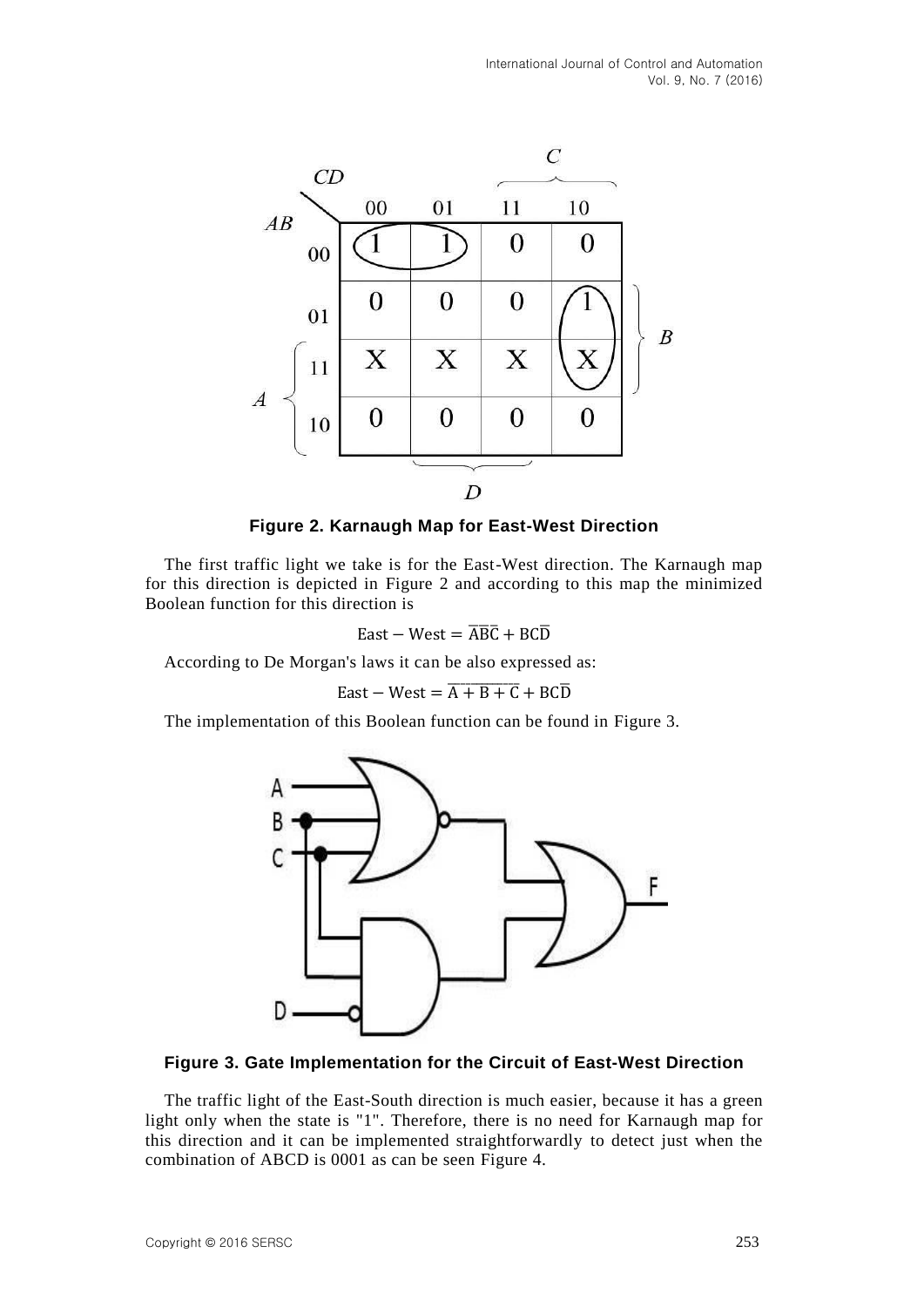Figure 2. Karnaugh Map for East-West Direction

The first traffic light we take is for the East-West direction. The Karnaugh map for this direction is depicted in Figure 2 and according to this map the minimized Boolean function for this direction is

$$\text{East} - \text{West} = \overline{A}\overline{B}\overline{C} + BC\overline{D}$$

According to De Morgan's laws it can be also expressed as:

$$\text{East} - \text{West} = \overline{A + B + C} + BC\overline{D}$$

The implementation of this Boolean function can be found in Figure 3.

Figure 3. Gate Implementation for the Circuit of East-West Direction

The traffic light of the East-South direction is much easier, because it has a green light only when the state is "1". Therefore, there is no need for Karnaugh map for this direction and it can be implemented straightforwardly to detect just when the combination of ABCD is 0001 as can be seen Figure 4.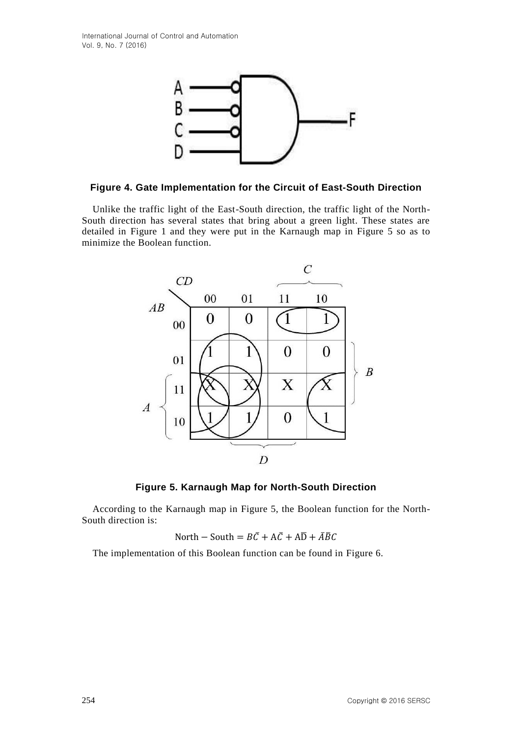Figure 4. Gate Implementation for the Circuit of East-South Direction

Unlike the traffic light of the East-South direction, the traffic light of the North-South direction has several states that bring about a green light. These states are detailed in Figure 1 and they were put in the Karnaugh map in Figure 5 so as to minimize the Boolean function.

| AB \ CD | 00 | 01 | 11 | 10 |
|---|---|---|---|---|
| 00 | 0 | 0 | 1 | 1 |
| 01 | 1 | 1 | 0 | 0 |
| 11 | X | X | X | X |
| 10 | 1 | 1 | 0 | 1 |

Figure 5. Karnaugh Map for North-South Direction

According to the Karnaugh map in Figure 5, the Boolean function for the North-South direction is:

$$\text{North} - \text{South} = B\bar{C} + A\bar{C} + A\bar{D} + \bar{A}\bar{B}C$$

The implementation of this Boolean function can be found in Figure 6.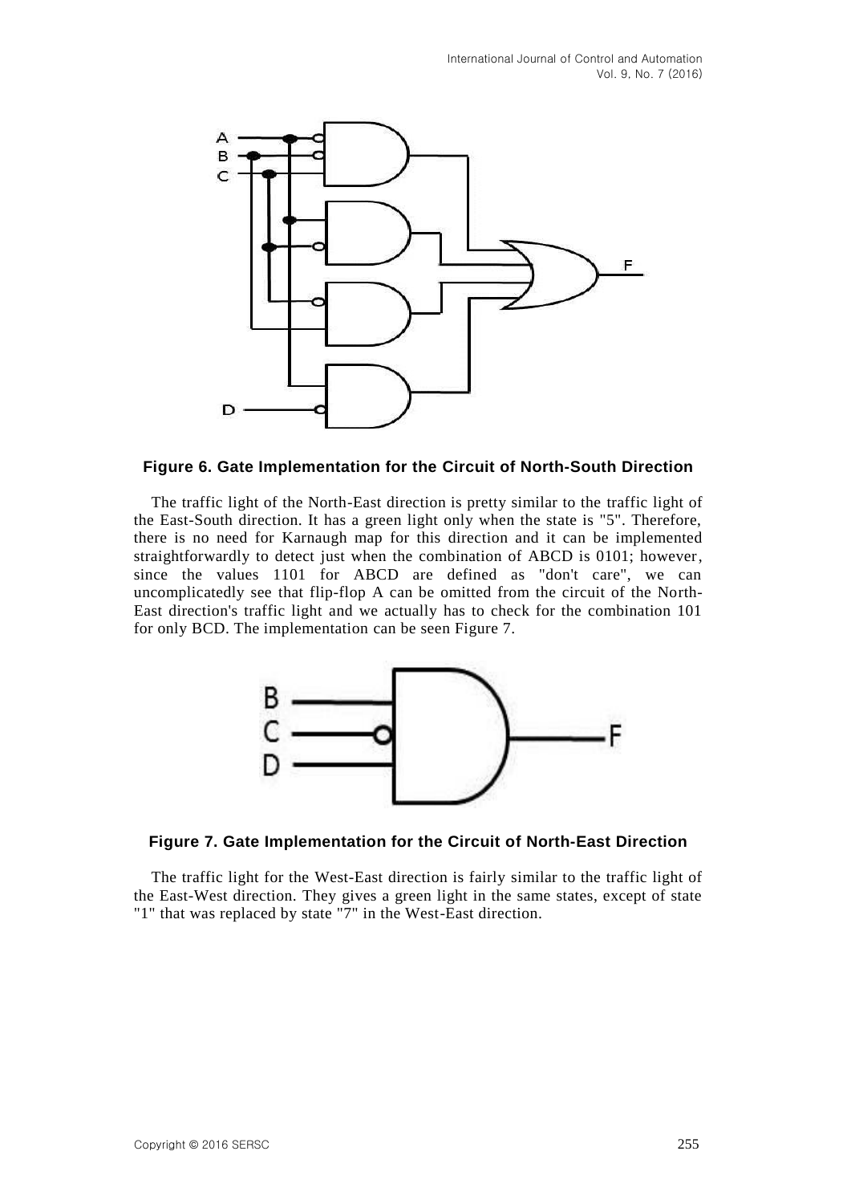**Figure 6. Gate Implementation for the Circuit of North-South Direction**

The traffic light of the North-East direction is pretty similar to the traffic light of the East-South direction. It has a green light only when the state is "5". Therefore, there is no need for Karnaugh map for this direction and it can be implemented straightforwardly to detect just when the combination of ABCD is 0101; however, since the values 1101 for ABCD are defined as "don't care", we can uncomplicatedly see that flip-flop A can be omitted from the circuit of the North-East direction's traffic light and we actually has to check for the combination 101 for only BCD. The implementation can be seen Figure 7.

**Figure 7. Gate Implementation for the Circuit of North-East Direction**

The traffic light for the West-East direction is fairly similar to the traffic light of the East-West direction. They gives a green light in the same states, except of state "1" that was replaced by state "7" in the West-East direction.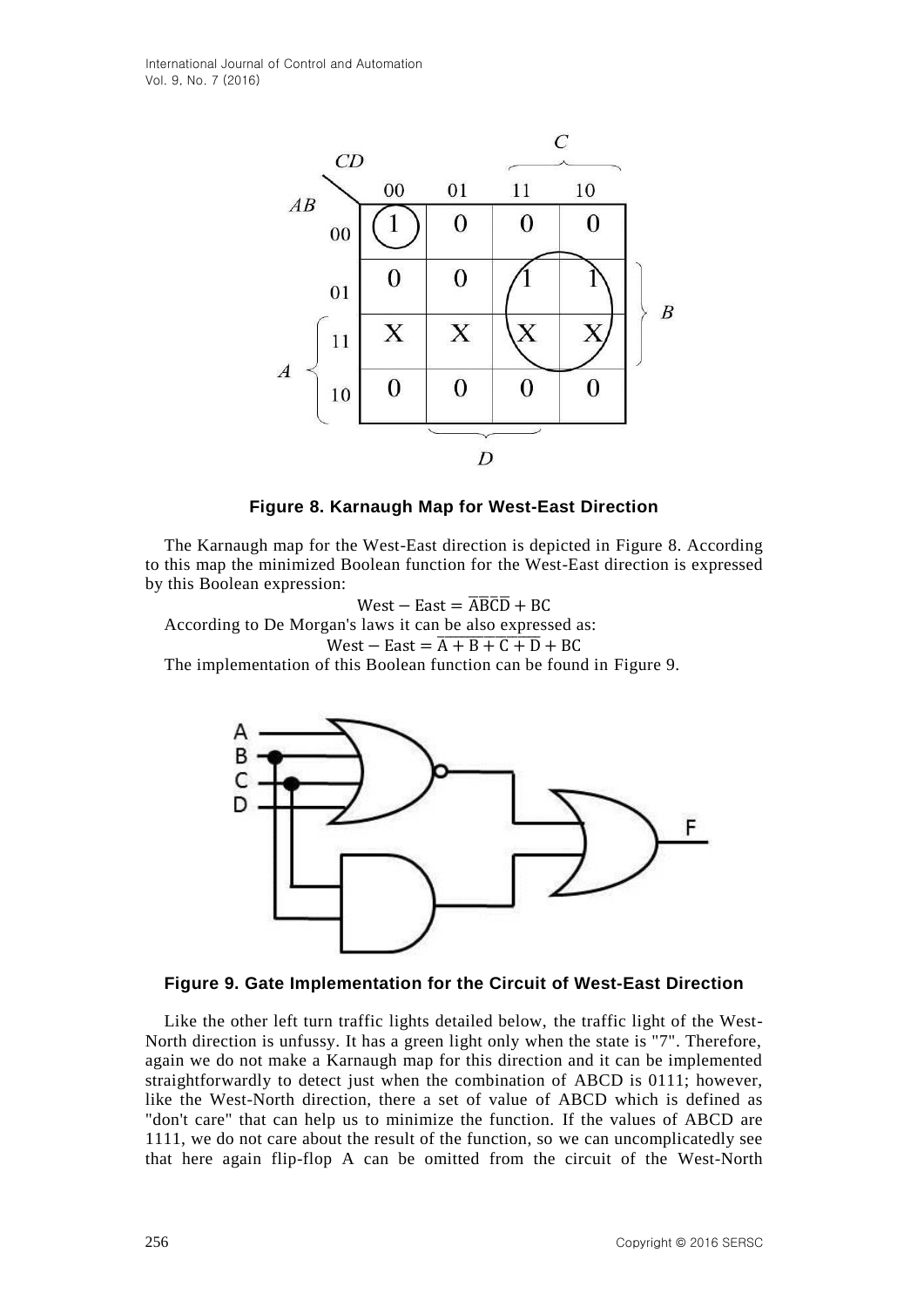Figure 8. Karnaugh Map for West-East Direction

The Karnaugh map for the West-East direction is depicted in Figure 8. According to this map the minimized Boolean function for the West-East direction is expressed by this Boolean expression:

$$\text{West} - \text{East} = \overline{A}\overline{B}\overline{C}\overline{D} + BC$$

According to De Morgan's laws it can be also expressed as:

$$\text{West} - \text{East} = \overline{A + B + C + D} + BC$$

The implementation of this Boolean function can be found in Figure 9.

Figure 9. Gate Implementation for the Circuit of West-East Direction

Like the other left turn traffic lights detailed below, the traffic light of the West-North direction is unfussy. It has a green light only when the state is "7". Therefore, again we do not make a Karnaugh map for this direction and it can be implemented straightforwardly to detect just when the combination of ABCD is 0111; however, like the West-North direction, there a set of value of ABCD which is defined as "don't care" that can help us to minimize the function. If the values of ABCD are 1111, we do not care about the result of the function, so we can uncomplicatedly see that here again flip-flop A can be omitted from the circuit of the West-North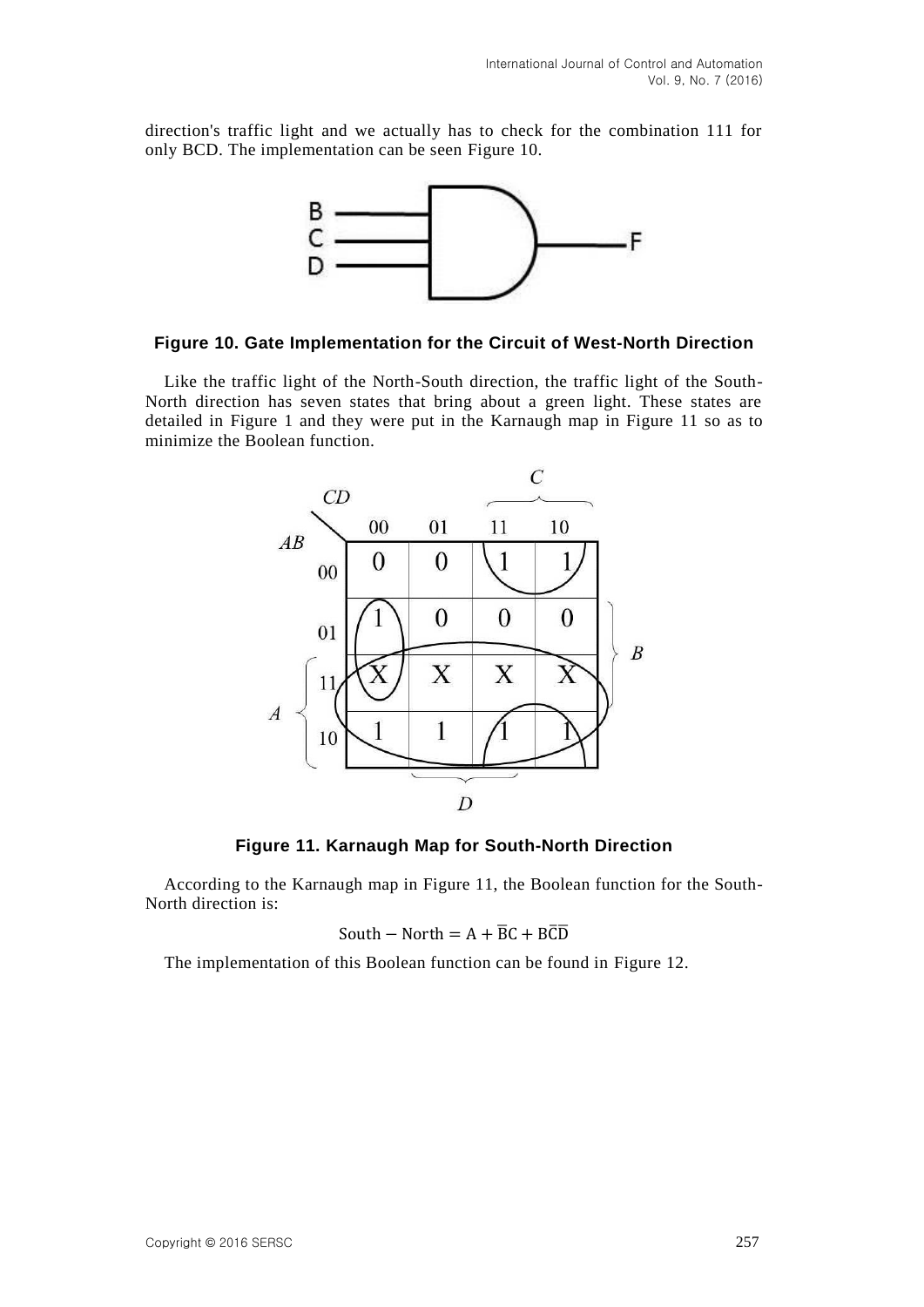direction's traffic light and we actually has to check for the combination 111 for only BCD. The implementation can be seen Figure 10.

**Figure 10. Gate Implementation for the Circuit of West-North Direction**

Like the traffic light of the North-South direction, the traffic light of the South-North direction has seven states that bring about a green light. These states are detailed in Figure 1 and they were put in the Karnaugh map in Figure 11 so as to minimize the Boolean function.

| AB \ CD | 00 | 01 | 11 | 10 |
| --- | --- | --- | --- | --- |
| 00 | 0 | 0 | 1 | 1 |
| 01 | 1 | 0 | 0 | 0 |
| 11 | X | X | X | X |
| 10 | 1 | 1 | 1 | 1 |

**Figure 11. Karnaugh Map for South-North Direction**

According to the Karnaugh map in Figure 11, the Boolean function for the South-North direction is:

$$\text{South} - \text{North} = \text{A} + \overline{\text{B}}\text{C} + \text{B}\overline{\text{C}}\overline{\text{D}}$$

The implementation of this Boolean function can be found in Figure 12.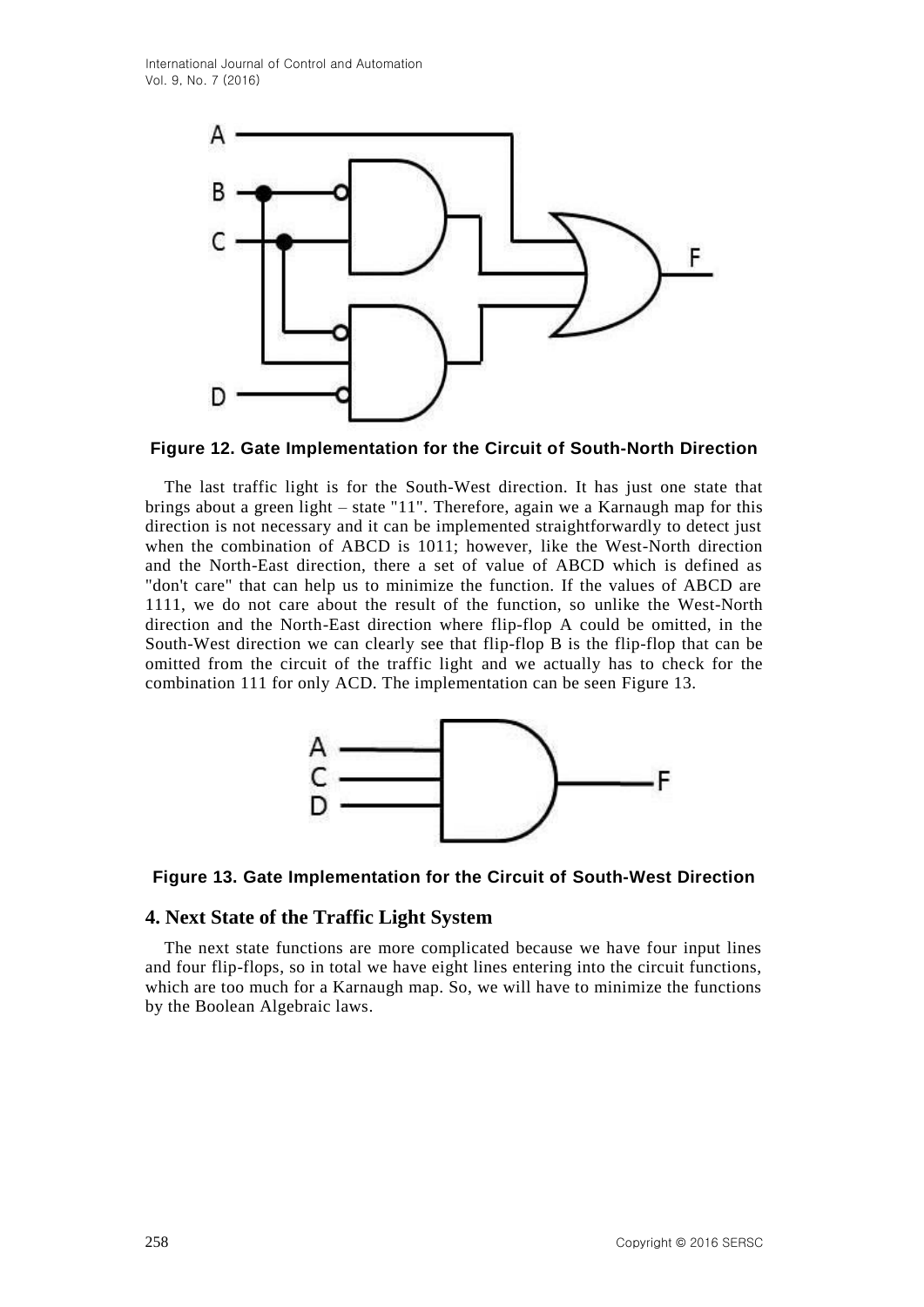Figure 12. Gate Implementation for the Circuit of South-North Direction

The last traffic light is for the South-West direction. It has just one state that brings about a green light – state "11". Therefore, again we a Karnaugh map for this direction is not necessary and it can be implemented straightforwardly to detect just when the combination of ABCD is 1011; however, like the West-North direction and the North-East direction, there a set of value of ABCD which is defined as "don't care" that can help us to minimize the function. If the values of ABCD are 1111, we do not care about the result of the function, so unlike the West-North direction and the North-East direction where flip-flop A could be omitted, in the South-West direction we can clearly see that flip-flop B is the flip-flop that can be omitted from the circuit of the traffic light and we actually has to check for the combination 111 for only ACD. The implementation can be seen Figure 13.

Figure 13. Gate Implementation for the Circuit of South-West Direction

## 4. Next State of the Traffic Light System

The next state functions are more complicated because we have four input lines and four flip-flops, so in total we have eight lines entering into the circuit functions, which are too much for a Karnaugh map. So, we will have to minimize the functions by the Boolean Algebraic laws.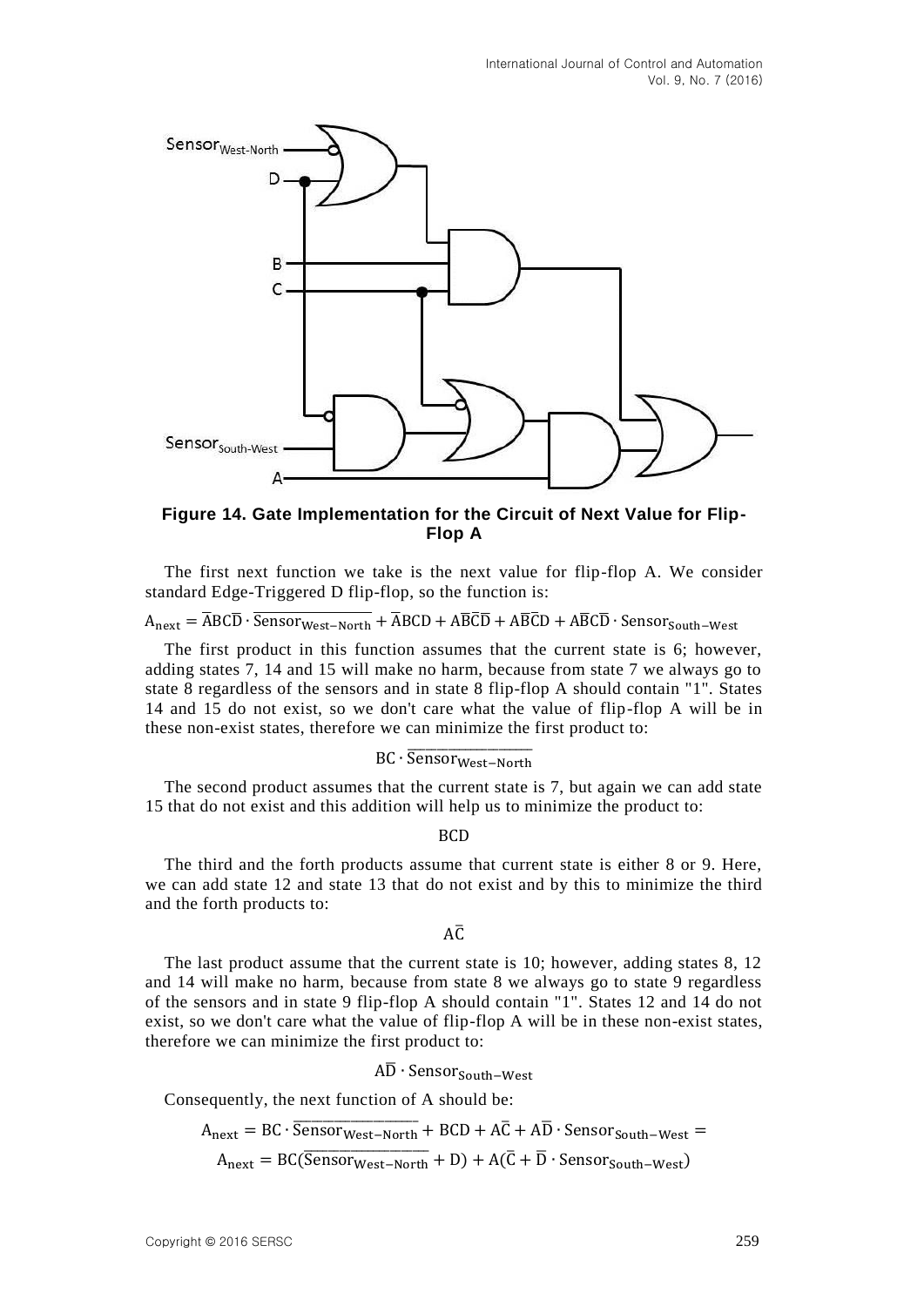**Figure 14. Gate Implementation for the Circuit of Next Value for Flip-Flop A**

The first next function we take is the next value for flip-flop A. We consider standard Edge-Triggered D flip-flop, so the function is:

$$A_{next} = \overline{A}BC\overline{D} \cdot \overline{Sensor_{West-North}} + \overline{A}BCD + A\overline{B}\overline{C}\overline{D} + A\overline{B}\overline{C}D + A\overline{B}C\overline{D} \cdot Sensor_{South-West}$$

The first product in this function assumes that the current state is 6; however, adding states 7, 14 and 15 will make no harm, because from state 7 we always go to state 8 regardless of the sensors and in state 8 flip-flop A should contain "1". States 14 and 15 do not exist, so we don't care what the value of flip-flop A will be in these non-exist states, therefore we can minimize the first product to:

$$BC \cdot \overline{Sensor_{West-North}}$$

The second product assumes that the current state is 7, but again we can add state 15 that do not exist and this addition will help us to minimize the product to:

$$BCD$$

The third and the forth products assume that current state is either 8 or 9. Here, we can add state 12 and state 13 that do not exist and by this to minimize the third and the forth products to:

$$A\overline{C}$$

The last product assume that the current state is 10; however, adding states 8, 12 and 14 will make no harm, because from state 8 we always go to state 9 regardless of the sensors and in state 9 flip-flop A should contain "1". States 12 and 14 do not exist, so we don't care what the value of flip-flop A will be in these non-exist states, therefore we can minimize the first product to:

$$A\overline{D} \cdot Sensor_{South-West}$$

Consequently, the next function of A should be:

$$A_{next} = BC \cdot \overline{Sensor_{West-North}} + BCD + A\overline{C} + A\overline{D} \cdot Sensor_{South-West} =$$

$$A_{next} = BC(\overline{Sensor_{West-North}} + D) + A(\overline{C} + \overline{D} \cdot Sensor_{South-West})$$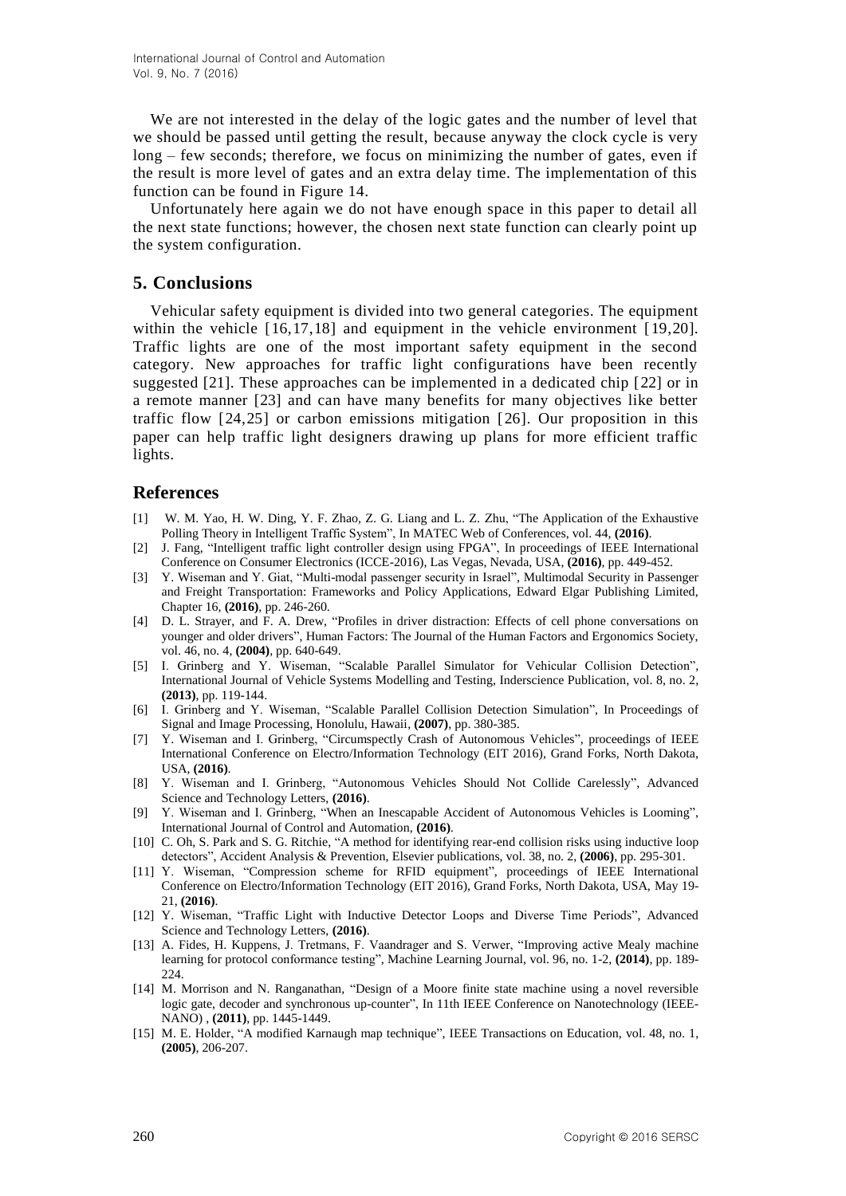We are not interested in the delay of the logic gates and the number of level that we should be passed until getting the result, because anyway the clock cycle is very long – few seconds; therefore, we focus on minimizing the number of gates, even if the result is more level of gates and an extra delay time. The implementation of this function can be found in Figure 14.

Unfortunately here again we do not have enough space in this paper to detail all the next state functions; however, the chosen next state function can clearly point up the system configuration.

## 5. Conclusions

Vehicular safety equipment is divided into two general categories. The equipment within the vehicle [16,17,18] and equipment in the vehicle environment [19,20]. Traffic lights are one of the most important safety equipment in the second category. New approaches for traffic light configurations have been recently suggested [21]. These approaches can be implemented in a dedicated chip [22] or in a remote manner [23] and can have many benefits for many objectives like better traffic flow [24,25] or carbon emissions mitigation [26]. Our proposition in this paper can help traffic light designers drawing up plans for more efficient traffic lights.

## References

[1] W. M. Yao, H. W. Ding, Y. F. Zhao, Z. G. Liang and L. Z. Zhu, "The Application of the Exhaustive Polling Theory in Intelligent Traffic System", In MATEC Web of Conferences, vol. 44, **(2016)**.

[2] J. Fang, "Intelligent traffic light controller design using FPGA", In proceedings of IEEE International Conference on Consumer Electronics (ICCE-2016), Las Vegas, Nevada, USA, **(2016)**, pp. 449-452.

[3] Y. Wiseman and Y. Giat, "Multi-modal passenger security in Israel", Multimodal Security in Passenger and Freight Transportation: Frameworks and Policy Applications, Edward Elgar Publishing Limited, Chapter 16, **(2016)**, pp. 246-260.

[4] D. L. Strayer, and F. A. Drew, "Profiles in driver distraction: Effects of cell phone conversations on younger and older drivers", Human Factors: The Journal of the Human Factors and Ergonomics Society, vol. 46, no. 4, **(2004)**, pp. 640-649.

[5] I. Grinberg and Y. Wiseman, "Scalable Parallel Simulator for Vehicular Collision Detection", International Journal of Vehicle Systems Modelling and Testing, Inderscience Publication, vol. 8, no. 2, **(2013)**, pp. 119-144.

[6] I. Grinberg and Y. Wiseman, "Scalable Parallel Collision Detection Simulation", In Proceedings of Signal and Image Processing, Honolulu, Hawaii, **(2007)**, pp. 380-385.

[7] Y. Wiseman and I. Grinberg, "Circumspectly Crash of Autonomous Vehicles", proceedings of IEEE International Conference on Electro/Information Technology (EIT 2016), Grand Forks, North Dakota, USA, **(2016)**.

[8] Y. Wiseman and I. Grinberg, "Autonomous Vehicles Should Not Collide Carelessly", Advanced Science and Technology Letters, **(2016)**.

[9] Y. Wiseman and I. Grinberg, "When an Inescapable Accident of Autonomous Vehicles is Looming", International Journal of Control and Automation, **(2016)**.

[10] C. Oh, S. Park and S. G. Ritchie, "A method for identifying rear-end collision risks using inductive loop detectors", Accident Analysis & Prevention, Elsevier publications, vol. 38, no. 2, **(2006)**, pp. 295-301.

[11] Y. Wiseman, "Compression scheme for RFID equipment", proceedings of IEEE International Conference on Electro/Information Technology (EIT 2016), Grand Forks, North Dakota, USA, May 19-21, **(2016)**.

[12] Y. Wiseman, "Traffic Light with Inductive Detector Loops and Diverse Time Periods", Advanced Science and Technology Letters, **(2016)**.

[13] A. Fides, H. Kuppens, J. Tretmans, F. Vaandrager and S. Verwer, "Improving active Mealy machine learning for protocol conformance testing", Machine Learning Journal, vol. 96, no. 1-2, **(2014)**, pp. 189-224.

[14] M. Morrison and N. Ranganathan, "Design of a Moore finite state machine using a novel reversible logic gate, decoder and synchronous up-counter", In 11th IEEE Conference on Nanotechnology (IEEE-NANO) , **(2011)**, pp. 1445-1449.

[15] M. E. Holder, "A modified Karnaugh map technique", IEEE Transactions on Education, vol. 48, no. 1, **(2005)**, 206-207.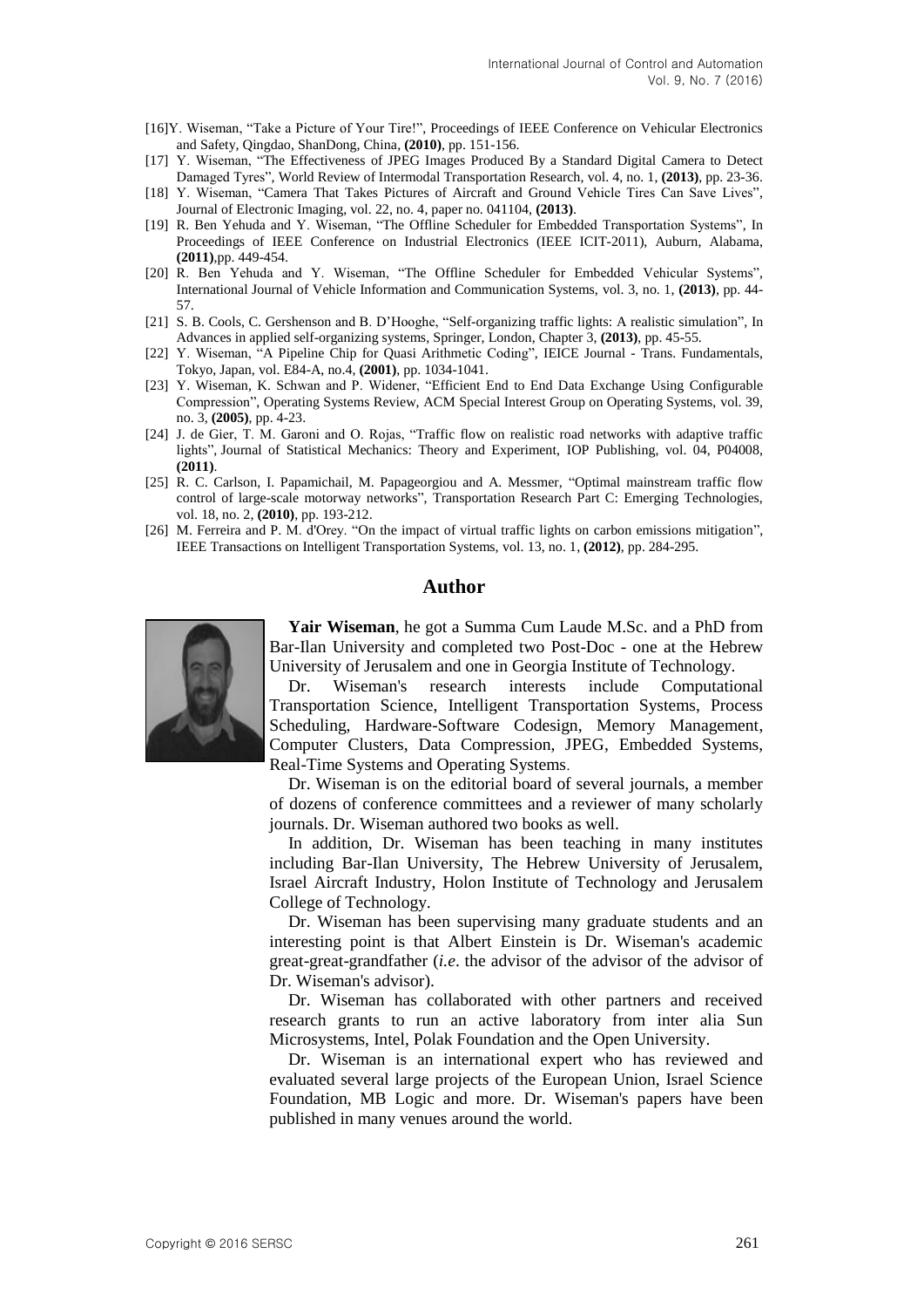[16]Y. Wiseman, "Take a Picture of Your Tire!", Proceedings of IEEE Conference on Vehicular Electronics and Safety, Qingdao, ShanDong, China, **(2010)**, pp. 151-156.

[17] Y. Wiseman, "The Effectiveness of JPEG Images Produced By a Standard Digital Camera to Detect Damaged Tyres", World Review of Intermodal Transportation Research, vol. 4, no. 1, **(2013)**, pp. 23-36.

[18] Y. Wiseman, "Camera That Takes Pictures of Aircraft and Ground Vehicle Tires Can Save Lives", Journal of Electronic Imaging, vol. 22, no. 4, paper no. 041104, **(2013)**.

[19] R. Ben Yehuda and Y. Wiseman, "The Offline Scheduler for Embedded Transportation Systems", In Proceedings of IEEE Conference on Industrial Electronics (IEEE ICIT-2011), Auburn, Alabama, **(2011)**,pp. 449-454.

[20] R. Ben Yehuda and Y. Wiseman, "The Offline Scheduler for Embedded Vehicular Systems", International Journal of Vehicle Information and Communication Systems, vol. 3, no. 1, **(2013)**, pp. 44-57.

[21] S. B. Cools, C. Gershenson and B. D'Hooghe, "Self-organizing traffic lights: A realistic simulation", In Advances in applied self-organizing systems, Springer, London, Chapter 3, **(2013)**, pp. 45-55.

[22] Y. Wiseman, "A Pipeline Chip for Quasi Arithmetic Coding", IEICE Journal - Trans. Fundamentals, Tokyo, Japan, vol. E84-A, no.4, **(2001)**, pp. 1034-1041.

[23] Y. Wiseman, K. Schwan and P. Widener, "Efficient End to End Data Exchange Using Configurable Compression", Operating Systems Review, ACM Special Interest Group on Operating Systems, vol. 39, no. 3, **(2005)**, pp. 4-23.

[24] J. de Gier, T. M. Garoni and O. Rojas, "Traffic flow on realistic road networks with adaptive traffic lights", Journal of Statistical Mechanics: Theory and Experiment, IOP Publishing, vol. 04, P04008, **(2011)**.

[25] R. C. Carlson, I. Papamichail, M. Papageorgiou and A. Messmer, "Optimal mainstream traffic flow control of large-scale motorway networks", Transportation Research Part C: Emerging Technologies, vol. 18, no. 2, **(2010)**, pp. 193-212.

[26] M. Ferreira and P. M. d'Orey. "On the impact of virtual traffic lights on carbon emissions mitigation", IEEE Transactions on Intelligent Transportation Systems, vol. 13, no. 1, **(2012)**, pp. 284-295.

## Author

**Yair Wiseman**, he got a Summa Cum Laude M.Sc. and a PhD from Bar-Ilan University and completed two Post-Doc - one at the Hebrew University of Jerusalem and one in Georgia Institute of Technology.

Dr. Wiseman's research interests include Computational Transportation Science, Intelligent Transportation Systems, Process Scheduling, Hardware-Software Codesign, Memory Management, Computer Clusters, Data Compression, JPEG, Embedded Systems, Real-Time Systems and Operating Systems.

Dr. Wiseman is on the editorial board of several journals, a member of dozens of conference committees and a reviewer of many scholarly journals. Dr. Wiseman authored two books as well.

In addition, Dr. Wiseman has been teaching in many institutes including Bar-Ilan University, The Hebrew University of Jerusalem, Israel Aircraft Industry, Holon Institute of Technology and Jerusalem College of Technology.

Dr. Wiseman has been supervising many graduate students and an interesting point is that Albert Einstein is Dr. Wiseman's academic great-great-grandfather (*i.e*. the advisor of the advisor of the advisor of Dr. Wiseman's advisor).

Dr. Wiseman has collaborated with other partners and received research grants to run an active laboratory from inter alia Sun Microsystems, Intel, Polak Foundation and the Open University.

Dr. Wiseman is an international expert who has reviewed and evaluated several large projects of the European Union, Israel Science Foundation, MB Logic and more. Dr. Wiseman's papers have been published in many venues around the world.